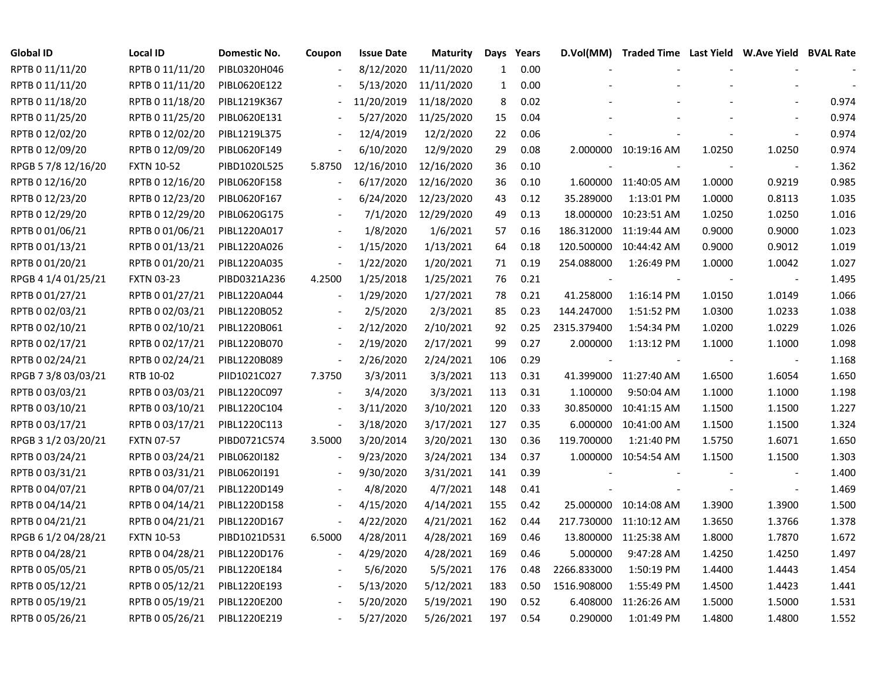| Global ID | Local ID | Domestic No. | Coupon | Issue Date | Maturity | Days | Years | D.Vol(MM) | Traded Time | Last Yield | W.Ave Yield | BVAL Rate |
|---|---|---|---|---|---|---|---|---|---|---|---|---|
| RPTB 0 11/11/20 | RPTB 0 11/11/20 | PIBL0320H046 | - | 8/12/2020 | 11/11/2020 | 1 | 0.00 | - | - | - | - | - |
| RPTB 0 11/11/20 | RPTB 0 11/11/20 | PIBL0620E122 | - | 5/13/2020 | 11/11/2020 | 1 | 0.00 | - | - | - | - | - |
| RPTB 0 11/18/20 | RPTB 0 11/18/20 | PIBL1219K367 | - | 11/20/2019 | 11/18/2020 | 8 | 0.02 | - | - | - | - | 0.974 |
| RPTB 0 11/25/20 | RPTB 0 11/25/20 | PIBL0620E131 | - | 5/27/2020 | 11/25/2020 | 15 | 0.04 | - | - | - | - | 0.974 |
| RPTB 0 12/02/20 | RPTB 0 12/02/20 | PIBL1219L375 | - | 12/4/2019 | 12/2/2020 | 22 | 0.06 | - | - | - | - | 0.974 |
| RPTB 0 12/09/20 | RPTB 0 12/09/20 | PIBL0620F149 | - | 6/10/2020 | 12/9/2020 | 29 | 0.08 | 2.000000 | 10:19:16 AM | 1.0250 | 1.0250 | 0.974 |
| RPGB 5 7/8 12/16/20 | FXTN 10-52 | PIBD1020L525 | 5.8750 | 12/16/2010 | 12/16/2020 | 36 | 0.10 | - | - | - | - | 1.362 |
| RPTB 0 12/16/20 | RPTB 0 12/16/20 | PIBL0620F158 | - | 6/17/2020 | 12/16/2020 | 36 | 0.10 | 1.600000 | 11:40:05 AM | 1.0000 | 0.9219 | 0.985 |
| RPTB 0 12/23/20 | RPTB 0 12/23/20 | PIBL0620F167 | - | 6/24/2020 | 12/23/2020 | 43 | 0.12 | 35.289000 | 1:13:01 PM | 1.0000 | 0.8113 | 1.035 |
| RPTB 0 12/29/20 | RPTB 0 12/29/20 | PIBL0620G175 | - | 7/1/2020 | 12/29/2020 | 49 | 0.13 | 18.000000 | 10:23:51 AM | 1.0250 | 1.0250 | 1.016 |
| RPTB 0 01/06/21 | RPTB 0 01/06/21 | PIBL1220A017 | - | 1/8/2020 | 1/6/2021 | 57 | 0.16 | 186.312000 | 11:19:44 AM | 0.9000 | 0.9000 | 1.023 |
| RPTB 0 01/13/21 | RPTB 0 01/13/21 | PIBL1220A026 | - | 1/15/2020 | 1/13/2021 | 64 | 0.18 | 120.500000 | 10:44:42 AM | 0.9000 | 0.9012 | 1.019 |
| RPTB 0 01/20/21 | RPTB 0 01/20/21 | PIBL1220A035 | - | 1/22/2020 | 1/20/2021 | 71 | 0.19 | 254.088000 | 1:26:49 PM | 1.0000 | 1.0042 | 1.027 |
| RPGB 4 1/4 01/25/21 | FXTN 03-23 | PIBD0321A236 | 4.2500 | 1/25/2018 | 1/25/2021 | 76 | 0.21 | - | - | - | - | 1.495 |
| RPTB 0 01/27/21 | RPTB 0 01/27/21 | PIBL1220A044 | - | 1/29/2020 | 1/27/2021 | 78 | 0.21 | 41.258000 | 1:16:14 PM | 1.0150 | 1.0149 | 1.066 |
| RPTB 0 02/03/21 | RPTB 0 02/03/21 | PIBL1220B052 | - | 2/5/2020 | 2/3/2021 | 85 | 0.23 | 144.247000 | 1:51:52 PM | 1.0300 | 1.0233 | 1.038 |
| RPTB 0 02/10/21 | RPTB 0 02/10/21 | PIBL1220B061 | - | 2/12/2020 | 2/10/2021 | 92 | 0.25 | 2315.379400 | 1:54:34 PM | 1.0200 | 1.0229 | 1.026 |
| RPTB 0 02/17/21 | RPTB 0 02/17/21 | PIBL1220B070 | - | 2/19/2020 | 2/17/2021 | 99 | 0.27 | 2.000000 | 1:13:12 PM | 1.1000 | 1.1000 | 1.098 |
| RPTB 0 02/24/21 | RPTB 0 02/24/21 | PIBL1220B089 | - | 2/26/2020 | 2/24/2021 | 106 | 0.29 | - | - | - | - | 1.168 |
| RPGB 7 3/8 03/03/21 | RTB 10-02 | PIID1021C027 | 7.3750 | 3/3/2011 | 3/3/2021 | 113 | 0.31 | 41.399000 | 11:27:40 AM | 1.6500 | 1.6054 | 1.650 |
| RPTB 0 03/03/21 | RPTB 0 03/03/21 | PIBL1220C097 | - | 3/4/2020 | 3/3/2021 | 113 | 0.31 | 1.100000 | 9:50:04 AM | 1.1000 | 1.1000 | 1.198 |
| RPTB 0 03/10/21 | RPTB 0 03/10/21 | PIBL1220C104 | - | 3/11/2020 | 3/10/2021 | 120 | 0.33 | 30.850000 | 10:41:15 AM | 1.1500 | 1.1500 | 1.227 |
| RPTB 0 03/17/21 | RPTB 0 03/17/21 | PIBL1220C113 | - | 3/18/2020 | 3/17/2021 | 127 | 0.35 | 6.000000 | 10:41:00 AM | 1.1500 | 1.1500 | 1.324 |
| RPGB 3 1/2 03/20/21 | FXTN 07-57 | PIBD0721C574 | 3.5000 | 3/20/2014 | 3/20/2021 | 130 | 0.36 | 119.700000 | 1:21:40 PM | 1.5750 | 1.6071 | 1.650 |
| RPTB 0 03/24/21 | RPTB 0 03/24/21 | PIBL0620I182 | - | 9/23/2020 | 3/24/2021 | 134 | 0.37 | 1.000000 | 10:54:54 AM | 1.1500 | 1.1500 | 1.303 |
| RPTB 0 03/31/21 | RPTB 0 03/31/21 | PIBL0620I191 | - | 9/30/2020 | 3/31/2021 | 141 | 0.39 | - | - | - | - | 1.400 |
| RPTB 0 04/07/21 | RPTB 0 04/07/21 | PIBL1220D149 | - | 4/8/2020 | 4/7/2021 | 148 | 0.41 | - | - | - | - | 1.469 |
| RPTB 0 04/14/21 | RPTB 0 04/14/21 | PIBL1220D158 | - | 4/15/2020 | 4/14/2021 | 155 | 0.42 | 25.000000 | 10:14:08 AM | 1.3900 | 1.3900 | 1.500 |
| RPTB 0 04/21/21 | RPTB 0 04/21/21 | PIBL1220D167 | - | 4/22/2020 | 4/21/2021 | 162 | 0.44 | 217.730000 | 11:10:12 AM | 1.3650 | 1.3766 | 1.378 |
| RPGB 6 1/2 04/28/21 | FXTN 10-53 | PIBD1021D531 | 6.5000 | 4/28/2011 | 4/28/2021 | 169 | 0.46 | 13.800000 | 11:25:38 AM | 1.8000 | 1.7870 | 1.672 |
| RPTB 0 04/28/21 | RPTB 0 04/28/21 | PIBL1220D176 | - | 4/29/2020 | 4/28/2021 | 169 | 0.46 | 5.000000 | 9:47:28 AM | 1.4250 | 1.4250 | 1.497 |
| RPTB 0 05/05/21 | RPTB 0 05/05/21 | PIBL1220E184 | - | 5/6/2020 | 5/5/2021 | 176 | 0.48 | 2266.833000 | 1:50:19 PM | 1.4400 | 1.4443 | 1.454 |
| RPTB 0 05/12/21 | RPTB 0 05/12/21 | PIBL1220E193 | - | 5/13/2020 | 5/12/2021 | 183 | 0.50 | 1516.908000 | 1:55:49 PM | 1.4500 | 1.4423 | 1.441 |
| RPTB 0 05/19/21 | RPTB 0 05/19/21 | PIBL1220E200 | - | 5/20/2020 | 5/19/2021 | 190 | 0.52 | 6.408000 | 11:26:26 AM | 1.5000 | 1.5000 | 1.531 |
| RPTB 0 05/26/21 | RPTB 0 05/26/21 | PIBL1220E219 | - | 5/27/2020 | 5/26/2021 | 197 | 0.54 | 0.290000 | 1:01:49 PM | 1.4800 | 1.4800 | 1.552 |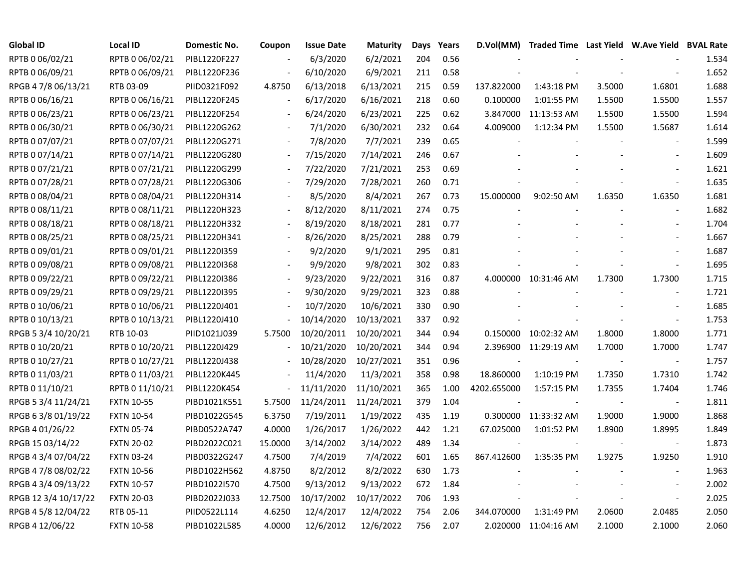| Global ID | Local ID | Domestic No. | Coupon | Issue Date | Maturity | Days | Years | D.Vol(MM) | Traded Time | Last Yield | W.Ave Yield | BVAL Rate |
|---|---|---|---|---|---|---|---|---|---|---|---|---|
| RPTB 0 06/02/21 | RPTB 0 06/02/21 | PIBL1220F227 | - | 6/3/2020 | 6/2/2021 | 204 | 0.56 | - | - | - | - | 1.534 |
| RPTB 0 06/09/21 | RPTB 0 06/09/21 | PIBL1220F236 | - | 6/10/2020 | 6/9/2021 | 211 | 0.58 | - | - | - | - | 1.652 |
| RPGB 4 7/8 06/13/21 | RTB 03-09 | PIID0321F092 | 4.8750 | 6/13/2018 | 6/13/2021 | 215 | 0.59 | 137.822000 | 1:43:18 PM | 3.5000 | 1.6801 | 1.688 |
| RPTB 0 06/16/21 | RPTB 0 06/16/21 | PIBL1220F245 | - | 6/17/2020 | 6/16/2021 | 218 | 0.60 | 0.100000 | 1:01:55 PM | 1.5500 | 1.5500 | 1.557 |
| RPTB 0 06/23/21 | RPTB 0 06/23/21 | PIBL1220F254 | - | 6/24/2020 | 6/23/2021 | 225 | 0.62 | 3.847000 | 11:13:53 AM | 1.5500 | 1.5500 | 1.594 |
| RPTB 0 06/30/21 | RPTB 0 06/30/21 | PIBL1220G262 | - | 7/1/2020 | 6/30/2021 | 232 | 0.64 | 4.009000 | 1:12:34 PM | 1.5500 | 1.5687 | 1.614 |
| RPTB 0 07/07/21 | RPTB 0 07/07/21 | PIBL1220G271 | - | 7/8/2020 | 7/7/2021 | 239 | 0.65 | - | - | - | - | 1.599 |
| RPTB 0 07/14/21 | RPTB 0 07/14/21 | PIBL1220G280 | - | 7/15/2020 | 7/14/2021 | 246 | 0.67 | - | - | - | - | 1.609 |
| RPTB 0 07/21/21 | RPTB 0 07/21/21 | PIBL1220G299 | - | 7/22/2020 | 7/21/2021 | 253 | 0.69 | - | - | - | - | 1.621 |
| RPTB 0 07/28/21 | RPTB 0 07/28/21 | PIBL1220G306 | - | 7/29/2020 | 7/28/2021 | 260 | 0.71 | - | - | - | - | 1.635 |
| RPTB 0 08/04/21 | RPTB 0 08/04/21 | PIBL1220H314 | - | 8/5/2020 | 8/4/2021 | 267 | 0.73 | 15.000000 | 9:02:50 AM | 1.6350 | 1.6350 | 1.681 |
| RPTB 0 08/11/21 | RPTB 0 08/11/21 | PIBL1220H323 | - | 8/12/2020 | 8/11/2021 | 274 | 0.75 | - | - | - | - | 1.682 |
| RPTB 0 08/18/21 | RPTB 0 08/18/21 | PIBL1220H332 | - | 8/19/2020 | 8/18/2021 | 281 | 0.77 | - | - | - | - | 1.704 |
| RPTB 0 08/25/21 | RPTB 0 08/25/21 | PIBL1220H341 | - | 8/26/2020 | 8/25/2021 | 288 | 0.79 | - | - | - | - | 1.667 |
| RPTB 0 09/01/21 | RPTB 0 09/01/21 | PIBL1220I359 | - | 9/2/2020 | 9/1/2021 | 295 | 0.81 | - | - | - | - | 1.687 |
| RPTB 0 09/08/21 | RPTB 0 09/08/21 | PIBL1220I368 | - | 9/9/2020 | 9/8/2021 | 302 | 0.83 | - | - | - | - | 1.695 |
| RPTB 0 09/22/21 | RPTB 0 09/22/21 | PIBL1220I386 | - | 9/23/2020 | 9/22/2021 | 316 | 0.87 | 4.000000 | 10:31:46 AM | 1.7300 | 1.7300 | 1.715 |
| RPTB 0 09/29/21 | RPTB 0 09/29/21 | PIBL1220I395 | - | 9/30/2020 | 9/29/2021 | 323 | 0.88 | - | - | - | - | 1.721 |
| RPTB 0 10/06/21 | RPTB 0 10/06/21 | PIBL1220J401 | - | 10/7/2020 | 10/6/2021 | 330 | 0.90 | - | - | - | - | 1.685 |
| RPTB 0 10/13/21 | RPTB 0 10/13/21 | PIBL1220J410 | - | 10/14/2020 | 10/13/2021 | 337 | 0.92 | - | - | - | - | 1.753 |
| RPGB 5 3/4 10/20/21 | RTB 10-03 | PIID1021J039 | 5.7500 | 10/20/2011 | 10/20/2021 | 344 | 0.94 | 0.150000 | 10:02:32 AM | 1.8000 | 1.8000 | 1.771 |
| RPTB 0 10/20/21 | RPTB 0 10/20/21 | PIBL1220J429 | - | 10/21/2020 | 10/20/2021 | 344 | 0.94 | 2.396900 | 11:29:19 AM | 1.7000 | 1.7000 | 1.747 |
| RPTB 0 10/27/21 | RPTB 0 10/27/21 | PIBL1220J438 | - | 10/28/2020 | 10/27/2021 | 351 | 0.96 | - | - | - | - | 1.757 |
| RPTB 0 11/03/21 | RPTB 0 11/03/21 | PIBL1220K445 | - | 11/4/2020 | 11/3/2021 | 358 | 0.98 | 18.860000 | 1:10:19 PM | 1.7350 | 1.7310 | 1.742 |
| RPTB 0 11/10/21 | RPTB 0 11/10/21 | PIBL1220K454 | - | 11/11/2020 | 11/10/2021 | 365 | 1.00 | 4202.655000 | 1:57:15 PM | 1.7355 | 1.7404 | 1.746 |
| RPGB 5 3/4 11/24/21 | FXTN 10-55 | PIBD1021K551 | 5.7500 | 11/24/2011 | 11/24/2021 | 379 | 1.04 | - | - | - | - | 1.811 |
| RPGB 6 3/8 01/19/22 | FXTN 10-54 | PIBD1022G545 | 6.3750 | 7/19/2011 | 1/19/2022 | 435 | 1.19 | 0.300000 | 11:33:32 AM | 1.9000 | 1.9000 | 1.868 |
| RPGB 4 01/26/22 | FXTN 05-74 | PIBD0522A747 | 4.0000 | 1/26/2017 | 1/26/2022 | 442 | 1.21 | 67.025000 | 1:01:52 PM | 1.8900 | 1.8995 | 1.849 |
| RPGB 15 03/14/22 | FXTN 20-02 | PIBD2022C021 | 15.0000 | 3/14/2002 | 3/14/2022 | 489 | 1.34 | - | - | - | - | 1.873 |
| RPGB 4 3/4 07/04/22 | FXTN 03-24 | PIBD0322G247 | 4.7500 | 7/4/2019 | 7/4/2022 | 601 | 1.65 | 867.412600 | 1:35:35 PM | 1.9275 | 1.9250 | 1.910 |
| RPGB 4 7/8 08/02/22 | FXTN 10-56 | PIBD1022H562 | 4.8750 | 8/2/2012 | 8/2/2022 | 630 | 1.73 | - | - | - | - | 1.963 |
| RPGB 4 3/4 09/13/22 | FXTN 10-57 | PIBD1022I570 | 4.7500 | 9/13/2012 | 9/13/2022 | 672 | 1.84 | - | - | - | - | 2.002 |
| RPGB 12 3/4 10/17/22 | FXTN 20-03 | PIBD2022J033 | 12.7500 | 10/17/2002 | 10/17/2022 | 706 | 1.93 | - | - | - | - | 2.025 |
| RPGB 4 5/8 12/04/22 | RTB 05-11 | PIID0522L114 | 4.6250 | 12/4/2017 | 12/4/2022 | 754 | 2.06 | 344.070000 | 1:31:49 PM | 2.0600 | 2.0485 | 2.050 |
| RPGB 4 12/06/22 | FXTN 10-58 | PIBD1022L585 | 4.0000 | 12/6/2012 | 12/6/2022 | 756 | 2.07 | 2.020000 | 11:04:16 AM | 2.1000 | 2.1000 | 2.060 |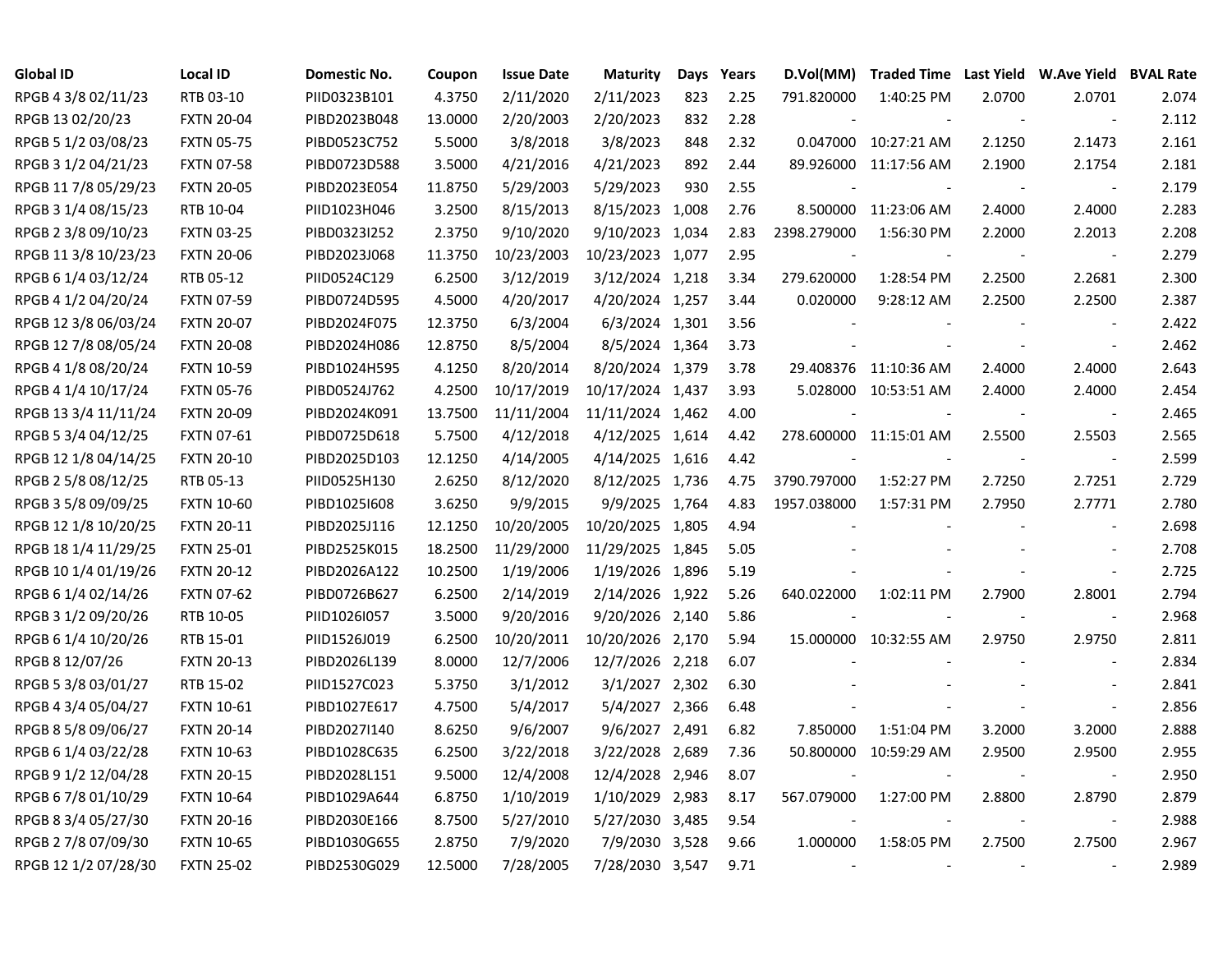| Global ID | Local ID | Domestic No. | Coupon | Issue Date | Maturity | Days | Years | D.Vol(MM) | Traded Time | Last Yield | W.Ave Yield | BVAL Rate |
|---|---|---|---|---|---|---|---|---|---|---|---|---|
| RPGB 4 3/8 02/11/23 | RTB 03-10 | PIID0323B101 | 4.3750 | 2/11/2020 | 2/11/2023 | 823 | 2.25 | 791.820000 | 1:40:25 PM | 2.0700 | 2.0701 | 2.074 |
| RPGB 13 02/20/23 | FXTN 20-04 | PIBD2023B048 | 13.0000 | 2/20/2003 | 2/20/2023 | 832 | 2.28 | - | - | - | - | 2.112 |
| RPGB 5 1/2 03/08/23 | FXTN 05-75 | PIBD0523C752 | 5.5000 | 3/8/2018 | 3/8/2023 | 848 | 2.32 | 0.047000 | 10:27:21 AM | 2.1250 | 2.1473 | 2.161 |
| RPGB 3 1/2 04/21/23 | FXTN 07-58 | PIBD0723D588 | 3.5000 | 4/21/2016 | 4/21/2023 | 892 | 2.44 | 89.926000 | 11:17:56 AM | 2.1900 | 2.1754 | 2.181 |
| RPGB 11 7/8 05/29/23 | FXTN 20-05 | PIBD2023E054 | 11.8750 | 5/29/2003 | 5/29/2023 | 930 | 2.55 | - | - | - | - | 2.179 |
| RPGB 3 1/4 08/15/23 | RTB 10-04 | PIID1023H046 | 3.2500 | 8/15/2013 | 8/15/2023 | 1,008 | 2.76 | 8.500000 | 11:23:06 AM | 2.4000 | 2.4000 | 2.283 |
| RPGB 2 3/8 09/10/23 | FXTN 03-25 | PIBD0323I252 | 2.3750 | 9/10/2020 | 9/10/2023 | 1,034 | 2.83 | 2398.279000 | 1:56:30 PM | 2.2000 | 2.2013 | 2.208 |
| RPGB 11 3/8 10/23/23 | FXTN 20-06 | PIBD2023J068 | 11.3750 | 10/23/2003 | 10/23/2023 | 1,077 | 2.95 | - | - | - | - | 2.279 |
| RPGB 6 1/4 03/12/24 | RTB 05-12 | PIID0524C129 | 6.2500 | 3/12/2019 | 3/12/2024 | 1,218 | 3.34 | 279.620000 | 1:28:54 PM | 2.2500 | 2.2681 | 2.300 |
| RPGB 4 1/2 04/20/24 | FXTN 07-59 | PIBD0724D595 | 4.5000 | 4/20/2017 | 4/20/2024 | 1,257 | 3.44 | 0.020000 | 9:28:12 AM | 2.2500 | 2.2500 | 2.387 |
| RPGB 12 3/8 06/03/24 | FXTN 20-07 | PIBD2024F075 | 12.3750 | 6/3/2004 | 6/3/2024 | 1,301 | 3.56 | - | - | - | - | 2.422 |
| RPGB 12 7/8 08/05/24 | FXTN 20-08 | PIBD2024H086 | 12.8750 | 8/5/2004 | 8/5/2024 | 1,364 | 3.73 | - | - | - | - | 2.462 |
| RPGB 4 1/8 08/20/24 | FXTN 10-59 | PIBD1024H595 | 4.1250 | 8/20/2014 | 8/20/2024 | 1,379 | 3.78 | 29.408376 | 11:10:36 AM | 2.4000 | 2.4000 | 2.643 |
| RPGB 4 1/4 10/17/24 | FXTN 05-76 | PIBD0524J762 | 4.2500 | 10/17/2019 | 10/17/2024 | 1,437 | 3.93 | 5.028000 | 10:53:51 AM | 2.4000 | 2.4000 | 2.454 |
| RPGB 13 3/4 11/11/24 | FXTN 20-09 | PIBD2024K091 | 13.7500 | 11/11/2004 | 11/11/2024 | 1,462 | 4.00 | - | - | - | - | 2.465 |
| RPGB 5 3/4 04/12/25 | FXTN 07-61 | PIBD0725D618 | 5.7500 | 4/12/2018 | 4/12/2025 | 1,614 | 4.42 | 278.600000 | 11:15:01 AM | 2.5500 | 2.5503 | 2.565 |
| RPGB 12 1/8 04/14/25 | FXTN 20-10 | PIBD2025D103 | 12.1250 | 4/14/2005 | 4/14/2025 | 1,616 | 4.42 | - | - | - | - | 2.599 |
| RPGB 2 5/8 08/12/25 | RTB 05-13 | PIID0525H130 | 2.6250 | 8/12/2020 | 8/12/2025 | 1,736 | 4.75 | 3790.797000 | 1:52:27 PM | 2.7250 | 2.7251 | 2.729 |
| RPGB 3 5/8 09/09/25 | FXTN 10-60 | PIBD1025I608 | 3.6250 | 9/9/2015 | 9/9/2025 | 1,764 | 4.83 | 1957.038000 | 1:57:31 PM | 2.7950 | 2.7771 | 2.780 |
| RPGB 12 1/8 10/20/25 | FXTN 20-11 | PIBD2025J116 | 12.1250 | 10/20/2005 | 10/20/2025 | 1,805 | 4.94 | - | - | - | - | 2.698 |
| RPGB 18 1/4 11/29/25 | FXTN 25-01 | PIBD2525K015 | 18.2500 | 11/29/2000 | 11/29/2025 | 1,845 | 5.05 | - | - | - | - | 2.708 |
| RPGB 10 1/4 01/19/26 | FXTN 20-12 | PIBD2026A122 | 10.2500 | 1/19/2006 | 1/19/2026 | 1,896 | 5.19 | - | - | - | - | 2.725 |
| RPGB 6 1/4 02/14/26 | FXTN 07-62 | PIBD0726B627 | 6.2500 | 2/14/2019 | 2/14/2026 | 1,922 | 5.26 | 640.022000 | 1:02:11 PM | 2.7900 | 2.8001 | 2.794 |
| RPGB 3 1/2 09/20/26 | RTB 10-05 | PIID1026I057 | 3.5000 | 9/20/2016 | 9/20/2026 | 2,140 | 5.86 | - | - | - | - | 2.968 |
| RPGB 6 1/4 10/20/26 | RTB 15-01 | PIID1526J019 | 6.2500 | 10/20/2011 | 10/20/2026 | 2,170 | 5.94 | 15.000000 | 10:32:55 AM | 2.9750 | 2.9750 | 2.811 |
| RPGB 8 12/07/26 | FXTN 20-13 | PIBD2026L139 | 8.0000 | 12/7/2006 | 12/7/2026 | 2,218 | 6.07 | - | - | - | - | 2.834 |
| RPGB 5 3/8 03/01/27 | RTB 15-02 | PIID1527C023 | 5.3750 | 3/1/2012 | 3/1/2027 | 2,302 | 6.30 | - | - | - | - | 2.841 |
| RPGB 4 3/4 05/04/27 | FXTN 10-61 | PIBD1027E617 | 4.7500 | 5/4/2017 | 5/4/2027 | 2,366 | 6.48 | - | - | - | - | 2.856 |
| RPGB 8 5/8 09/06/27 | FXTN 20-14 | PIBD2027I140 | 8.6250 | 9/6/2007 | 9/6/2027 | 2,491 | 6.82 | 7.850000 | 1:51:04 PM | 3.2000 | 3.2000 | 2.888 |
| RPGB 6 1/4 03/22/28 | FXTN 10-63 | PIBD1028C635 | 6.2500 | 3/22/2018 | 3/22/2028 | 2,689 | 7.36 | 50.800000 | 10:59:29 AM | 2.9500 | 2.9500 | 2.955 |
| RPGB 9 1/2 12/04/28 | FXTN 20-15 | PIBD2028L151 | 9.5000 | 12/4/2008 | 12/4/2028 | 2,946 | 8.07 | - | - | - | - | 2.950 |
| RPGB 6 7/8 01/10/29 | FXTN 10-64 | PIBD1029A644 | 6.8750 | 1/10/2019 | 1/10/2029 | 2,983 | 8.17 | 567.079000 | 1:27:00 PM | 2.8800 | 2.8790 | 2.879 |
| RPGB 8 3/4 05/27/30 | FXTN 20-16 | PIBD2030E166 | 8.7500 | 5/27/2010 | 5/27/2030 | 3,485 | 9.54 | - | - | - | - | 2.988 |
| RPGB 2 7/8 07/09/30 | FXTN 10-65 | PIBD1030G655 | 2.8750 | 7/9/2020 | 7/9/2030 | 3,528 | 9.66 | 1.000000 | 1:58:05 PM | 2.7500 | 2.7500 | 2.967 |
| RPGB 12 1/2 07/28/30 | FXTN 25-02 | PIBD2530G029 | 12.5000 | 7/28/2005 | 7/28/2030 | 3,547 | 9.71 | - | - | - | - | 2.989 |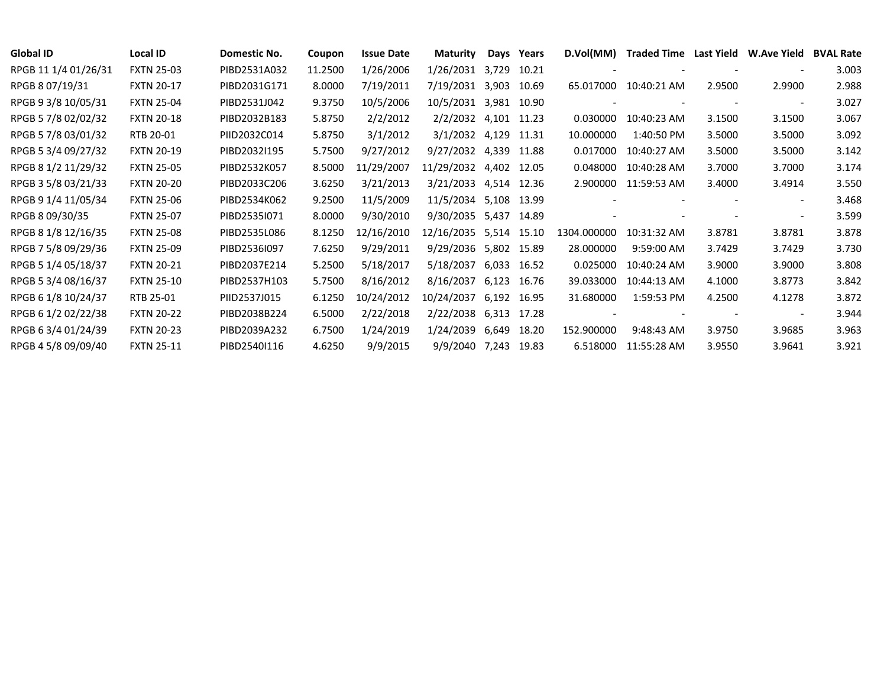| Global ID | Local ID | Domestic No. | Coupon | Issue Date | Maturity | Days | Years | D.Vol(MM) | Traded Time | Last Yield | W.Ave Yield | BVAL Rate |
|---|---|---|---|---|---|---|---|---|---|---|---|---|
| RPGB 11 1/4 01/26/31 | FXTN 25-03 | PIBD2531A032 | 11.2500 | 1/26/2006 | 1/26/2031 | 3,729 | 10.21 | - | - | - | - | 3.003 |
| RPGB 8 07/19/31 | FXTN 20-17 | PIBD2031G171 | 8.0000 | 7/19/2011 | 7/19/2031 | 3,903 | 10.69 | 65.017000 | 10:40:21 AM | 2.9500 | 2.9900 | 2.988 |
| RPGB 9 3/8 10/05/31 | FXTN 25-04 | PIBD2531J042 | 9.3750 | 10/5/2006 | 10/5/2031 | 3,981 | 10.90 | - | - | - | - | 3.027 |
| RPGB 5 7/8 02/02/32 | FXTN 20-18 | PIBD2032B183 | 5.8750 | 2/2/2012 | 2/2/2032 | 4,101 | 11.23 | 0.030000 | 10:40:23 AM | 3.1500 | 3.1500 | 3.067 |
| RPGB 5 7/8 03/01/32 | RTB 20-01 | PIID2032C014 | 5.8750 | 3/1/2012 | 3/1/2032 | 4,129 | 11.31 | 10.000000 | 1:40:50 PM | 3.5000 | 3.5000 | 3.092 |
| RPGB 5 3/4 09/27/32 | FXTN 20-19 | PIBD2032I195 | 5.7500 | 9/27/2012 | 9/27/2032 | 4,339 | 11.88 | 0.017000 | 10:40:27 AM | 3.5000 | 3.5000 | 3.142 |
| RPGB 8 1/2 11/29/32 | FXTN 25-05 | PIBD2532K057 | 8.5000 | 11/29/2007 | 11/29/2032 | 4,402 | 12.05 | 0.048000 | 10:40:28 AM | 3.7000 | 3.7000 | 3.174 |
| RPGB 3 5/8 03/21/33 | FXTN 20-20 | PIBD2033C206 | 3.6250 | 3/21/2013 | 3/21/2033 | 4,514 | 12.36 | 2.900000 | 11:59:53 AM | 3.4000 | 3.4914 | 3.550 |
| RPGB 9 1/4 11/05/34 | FXTN 25-06 | PIBD2534K062 | 9.2500 | 11/5/2009 | 11/5/2034 | 5,108 | 13.99 | - | - | - | - | 3.468 |
| RPGB 8 09/30/35 | FXTN 25-07 | PIBD2535I071 | 8.0000 | 9/30/2010 | 9/30/2035 | 5,437 | 14.89 | - | - | - | - | 3.599 |
| RPGB 8 1/8 12/16/35 | FXTN 25-08 | PIBD2535L086 | 8.1250 | 12/16/2010 | 12/16/2035 | 5,514 | 15.10 | 1304.000000 | 10:31:32 AM | 3.8781 | 3.8781 | 3.878 |
| RPGB 7 5/8 09/29/36 | FXTN 25-09 | PIBD2536I097 | 7.6250 | 9/29/2011 | 9/29/2036 | 5,802 | 15.89 | 28.000000 | 9:59:00 AM | 3.7429 | 3.7429 | 3.730 |
| RPGB 5 1/4 05/18/37 | FXTN 20-21 | PIBD2037E214 | 5.2500 | 5/18/2017 | 5/18/2037 | 6,033 | 16.52 | 0.025000 | 10:40:24 AM | 3.9000 | 3.9000 | 3.808 |
| RPGB 5 3/4 08/16/37 | FXTN 25-10 | PIBD2537H103 | 5.7500 | 8/16/2012 | 8/16/2037 | 6,123 | 16.76 | 39.033000 | 10:44:13 AM | 4.1000 | 3.8773 | 3.842 |
| RPGB 6 1/8 10/24/37 | RTB 25-01 | PIID2537J015 | 6.1250 | 10/24/2012 | 10/24/2037 | 6,192 | 16.95 | 31.680000 | 1:59:53 PM | 4.2500 | 4.1278 | 3.872 |
| RPGB 6 1/2 02/22/38 | FXTN 20-22 | PIBD2038B224 | 6.5000 | 2/22/2018 | 2/22/2038 | 6,313 | 17.28 | - | - | - | - | 3.944 |
| RPGB 6 3/4 01/24/39 | FXTN 20-23 | PIBD2039A232 | 6.7500 | 1/24/2019 | 1/24/2039 | 6,649 | 18.20 | 152.900000 | 9:48:43 AM | 3.9750 | 3.9685 | 3.963 |
| RPGB 4 5/8 09/09/40 | FXTN 25-11 | PIBD2540I116 | 4.6250 | 9/9/2015 | 9/9/2040 | 7,243 | 19.83 | 6.518000 | 11:55:28 AM | 3.9550 | 3.9641 | 3.921 |